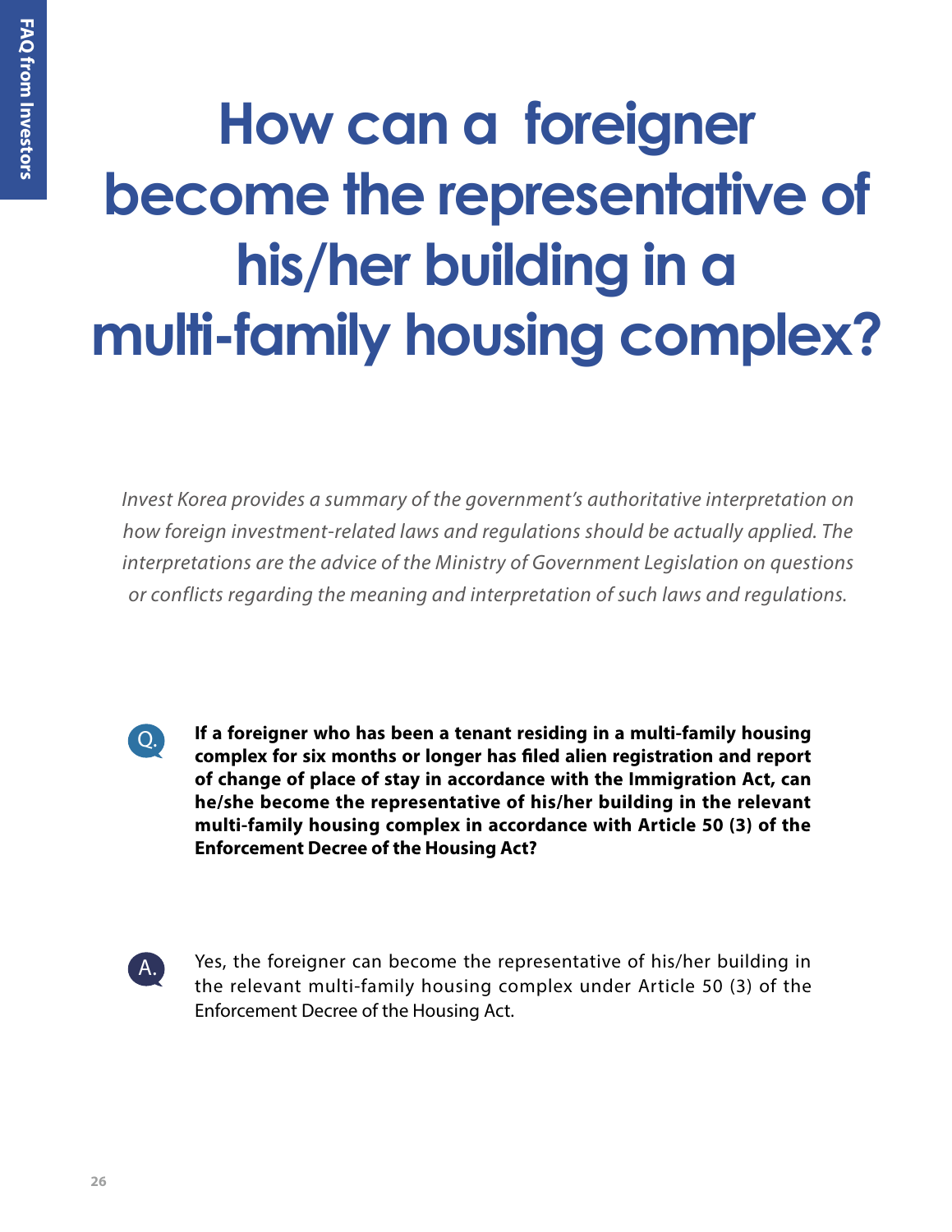# How can a foreigner become the representative of his/her building in a multi-family housing complex?

*Invest Korea provides a summary of the government's authoritative interpretation on how foreign investment-related laws and regulations should be actually applied. The interpretations are the advice of the Ministry of Government Legislation on questions or conflicts regarding the meaning and interpretation of such laws and regulations.*

Q. **If a foreigner who has been a tenant residing in a multi-family housing complex for six months or longer has filed alien registration and report of change of place of stay in accordance with the Immigration Act, can he/she become the representative of his/her building in the relevant multi-family housing complex in accordance with Article 50 (3) of the Enforcement Decree of the Housing Act?**

A. Yes, the foreigner can become the representative of his/her building in the relevant multi-family housing complex under Article 50 (3) of the Enforcement Decree of the Housing Act.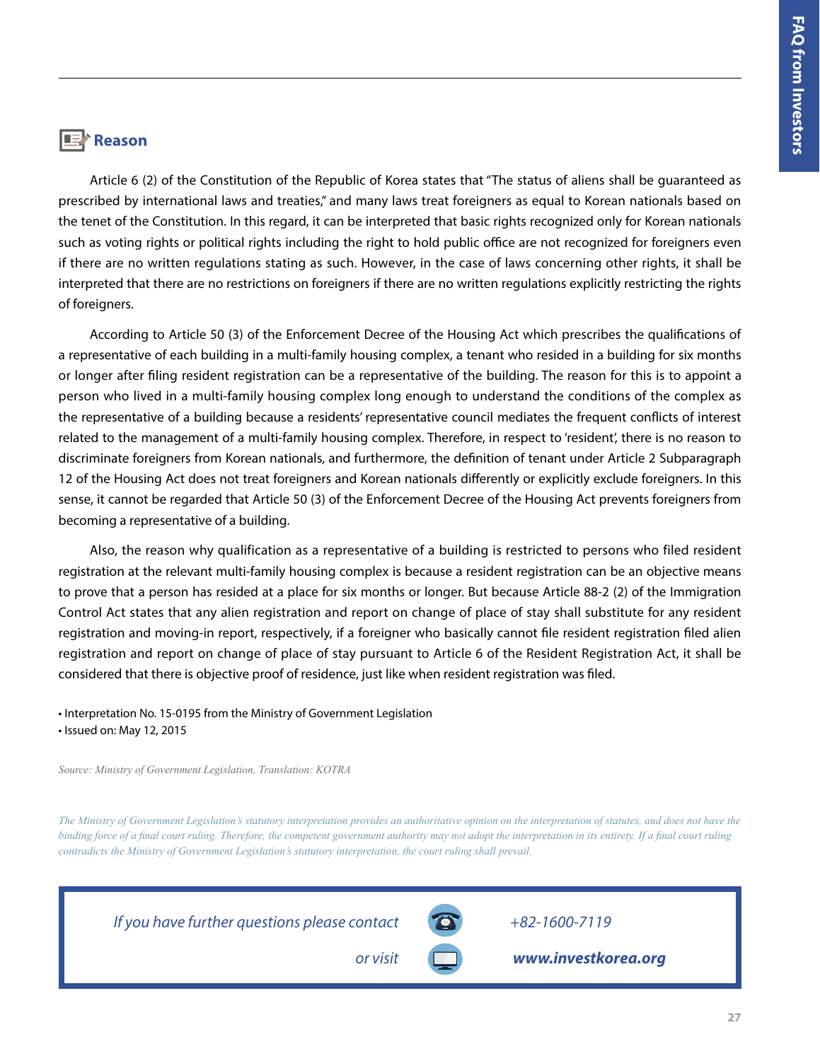## Reason

Article 6 (2) of the Constitution of the Republic of Korea states that "The status of aliens shall be guaranteed as prescribed by international laws and treaties," and many laws treat foreigners as equal to Korean nationals based on the tenet of the Constitution. In this regard, it can be interpreted that basic rights recognized only for Korean nationals such as voting rights or political rights including the right to hold public office are not recognized for foreigners even if there are no written regulations stating as such. However, in the case of laws concerning other rights, it shall be interpreted that there are no restrictions on foreigners if there are no written regulations explicitly restricting the rights of foreigners.

According to Article 50 (3) of the Enforcement Decree of the Housing Act which prescribes the qualifications of a representative of each building in a multi-family housing complex, a tenant who resided in a building for six months or longer after filing resident registration can be a representative of the building. The reason for this is to appoint a person who lived in a multi-family housing complex long enough to understand the conditions of the complex as the representative of a building because a residents' representative council mediates the frequent conflicts of interest related to the management of a multi-family housing complex. Therefore, in respect to 'resident', there is no reason to discriminate foreigners from Korean nationals, and furthermore, the definition of tenant under Article 2 Subparagraph 12 of the Housing Act does not treat foreigners and Korean nationals differently or explicitly exclude foreigners. In this sense, it cannot be regarded that Article 50 (3) of the Enforcement Decree of the Housing Act prevents foreigners from becoming a representative of a building.

Also, the reason why qualification as a representative of a building is restricted to persons who filed resident registration at the relevant multi-family housing complex is because a resident registration can be an objective means to prove that a person has resided at a place for six months or longer. But because Article 88-2 (2) of the Immigration Control Act states that any alien registration and report on change of place of stay shall substitute for any resident registration and moving-in report, respectively, if a foreigner who basically cannot file resident registration filed alien registration and report on change of place of stay pursuant to Article 6 of the Resident Registration Act, it shall be considered that there is objective proof of residence, just like when resident registration was filed.

- Interpretation No. 15-0195 from the Ministry of Government Legislation
- Issued on: May 12, 2015

*Source: Ministry of Government Legislation, Translation: KOTRA*

*The Ministry of Government Legislation's statutory interpretation provides an authoritative opinion on the interpretation of statutes, and does not have the binding force of a final court ruling. Therefore, the competent government authority may not adopt the interpretation in its entirety. If a final court ruling contradicts the Ministry of Government Legislation's statutory interpretation, the court ruling shall prevail.*

*If you have further questions please contact* *+82-1600-7119*

*or visit* ***www.investkorea.org***